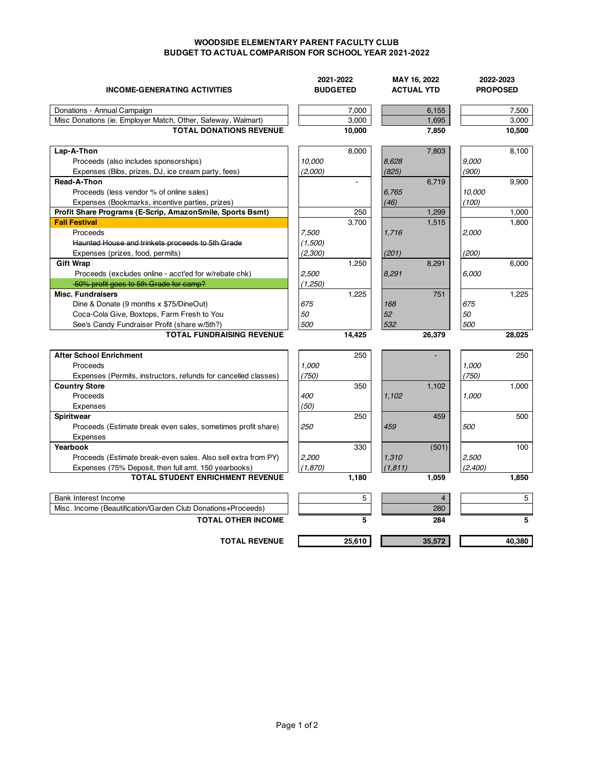# WOODSIDE ELEMENTARY PARENT FACULTY CLUB
## BUDGET TO ACTUAL COMPARISON FOR SCHOOL YEAR 2021-2022

| INCOME-GENERATING ACTIVITIES | 2021-2022 BUDGETED | | MAY 16, 2022 ACTUAL YTD | | 2022-2023 PROPOSED | |
|---|---|---|---|---|---|---|
| Donations - Annual Campaign | | 7,000 | | 6,155 | | 7,500 |
| Misc Donations (ie. Employer Match, Other, Safeway, Walmart) | | 3,000 | | 1,695 | | 3,000 |
| **TOTAL DONATIONS REVENUE** | | **10,000** | | **7,850** | | **10,500** |
| **Lap-A-Thon** | | 8,000 | | 7,803 | | 8,100 |
| Proceeds (also includes sponsorships) | *10,000* | | *8,628* | | *9,000* | |
| Expenses (Bibs, prizes, DJ, ice cream party, fees) | *(2,000)* | | *(825)* | | *(900)* | |
| **Read-A-Thon** | | - | | 6,719 | | 9,900 |
| Proceeds (less vendor % of online sales) | | | *6,765* | | *10,000* | |
| Expenses (Bookmarks, incentive parties, prizes) | | | *(46)* | | *(100)* | |
| **Profit Share Programs (E-Scrip, AmazonSmile, Sports Bsmt)** | | 250 | | 1,299 | | 1,000 |
| **Fall Festival** | | 3,700 | | 1,515 | | 1,800 |
| Proceeds | *7,500* | | *1,716* | | *2,000* | |
| ~~Haunted House and trinkets proceeds to 5th Grade~~ | *(1,500)* | | | | | |
| Expenses (prizes, food, permits) | *(2,300)* | | *(201)* | | *(200)* | |
| **Gift Wrap** | | 1,250 | | 8,291 | | 6,000 |
| Proceeds (excludes online - acct'ed for w/rebate chk) | *2,500* | | *8,291* | | *6,000* | |
| ~~50% profit goes to 5th Grade for camp?~~ | *(1,250)* | | | | | |
| **Misc. Fundraisers** | | 1,225 | | 751 | | 1,225 |
| Dine & Donate (9 months x $75/DineOut) | *675* | | *168* | | *675* | |
| Coca-Cola Give, Boxtops, Farm Fresh to You | *50* | | *52* | | *50* | |
| See's Candy Fundraiser Profit (share w/5th?) | *500* | | *532* | | *500* | |
| **TOTAL FUNDRAISING REVENUE** | | **14,425** | | **26,379** | | **28,025** |
| **After School Enrichment** | | 250 | | - | | 250 |
| Proceeds | *1,000* | | | | *1,000* | |
| Expenses (Permits, instructors, refunds for cancelled classes) | *(750)* | | | | *(750)* | |
| **Country Store** | | 350 | | 1,102 | | 1,000 |
| Proceeds | *400* | | *1,102* | | *1,000* | |
| Expenses | *(50)* | | | | | |
| **Spiritwear** | | 250 | | 459 | | 500 |
| Proceeds (Estimate break even sales, sometimes profit share) | *250* | | *459* | | *500* | |
| Expenses | | | | | | |
| **Yearbook** | | 330 | | (501) | | 100 |
| Proceeds (Estimate break-even sales. Also sell extra from PY) | *2,200* | | *1,310* | | *2,500* | |
| Expenses (75% Deposit, then full amt. 150 yearbooks) | *(1,870)* | | *(1,811)* | | *(2,400)* | |
| **TOTAL STUDENT ENRICHMENT REVENUE** | | **1,180** | | **1,059** | | **1,850** |
| Bank Interest Income | | 5 | | 4 | | 5 |
| Misc. Income (Beautification/Garden Club Donations+Proceeds) | | | | 280 | | |
| **TOTAL OTHER INCOME** | | **5** | | **284** | | **5** |
| **TOTAL REVENUE** | | **25,610** | | **35,572** | | **40,380** |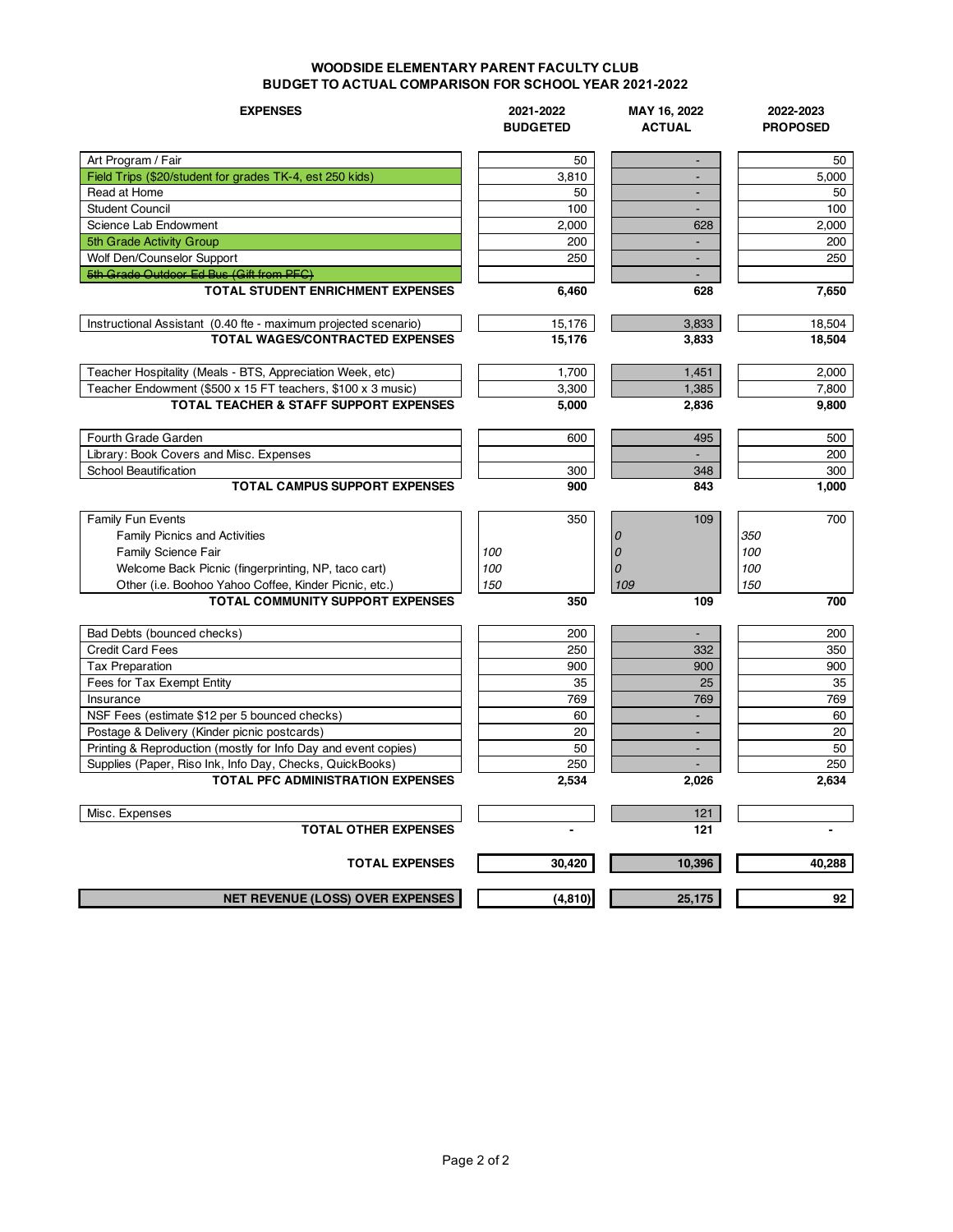**WOODSIDE ELEMENTARY PARENT FACULTY CLUB**
**BUDGET TO ACTUAL COMPARISON FOR SCHOOL YEAR 2021-2022**

| EXPENSES | 2021-2022 BUDGETED | MAY 16, 2022 ACTUAL | 2022-2023 PROPOSED |
|---|---|---|---|
| Art Program / Fair | 50 | - | 50 |
| Field Trips ($20/student for grades TK-4, est 250 kids) | 3,810 | - | 5,000 |
| Read at Home | 50 | - | 50 |
| Student Council | 100 | - | 100 |
| Science Lab Endowment | 2,000 | 628 | 2,000 |
| 5th Grade Activity Group | 200 | - | 200 |
| Wolf Den/Counselor Support | 250 | - | 250 |
| ~~5th Grade Outdoor Ed Bus (Gift from PFC)~~ | | - | |
| **TOTAL STUDENT ENRICHMENT EXPENSES** | **6,460** | **628** | **7,650** |
| Instructional Assistant (0.40 fte - maximum projected scenario) | 15,176 | 3,833 | 18,504 |
| **TOTAL WAGES/CONTRACTED EXPENSES** | **15,176** | **3,833** | **18,504** |
| Teacher Hospitality (Meals - BTS, Appreciation Week, etc) | 1,700 | 1,451 | 2,000 |
| Teacher Endowment ($500 x 15 FT teachers, $100 x 3 music) | 3,300 | 1,385 | 7,800 |
| **TOTAL TEACHER & STAFF SUPPORT EXPENSES** | **5,000** | **2,836** | **9,800** |
| Fourth Grade Garden | 600 | 495 | 500 |
| Library: Book Covers and Misc. Expenses | | - | 200 |
| School Beautification | 300 | 348 | 300 |
| **TOTAL CAMPUS SUPPORT EXPENSES** | **900** | **843** | **1,000** |
| Family Fun Events | 350 | 109 | 700 |
| Family Picnics and Activities | | *0* | *350* |
| Family Science Fair | *100* | *0* | *100* |
| Welcome Back Picnic (fingerprinting, NP, taco cart) | *100* | *0* | *100* |
| Other (i.e. Boohoo Yahoo Coffee, Kinder Picnic, etc.) | *150* | *109* | *150* |
| **TOTAL COMMUNITY SUPPORT EXPENSES** | **350** | **109** | **700** |
| Bad Debts (bounced checks) | 200 | - | 200 |
| Credit Card Fees | 250 | 332 | 350 |
| Tax Preparation | 900 | 900 | 900 |
| Fees for Tax Exempt Entity | 35 | 25 | 35 |
| Insurance | 769 | 769 | 769 |
| NSF Fees (estimate $12 per 5 bounced checks) | 60 | - | 60 |
| Postage & Delivery (Kinder picnic postcards) | 20 | - | 20 |
| Printing & Reproduction (mostly for Info Day and event copies) | 50 | - | 50 |
| Supplies (Paper, Riso Ink, Info Day, Checks, QuickBooks) | 250 | - | 250 |
| **TOTAL PFC ADMINISTRATION EXPENSES** | **2,534** | **2,026** | **2,634** |
| Misc. Expenses | | 121 | |
| **TOTAL OTHER EXPENSES** | **-** | **121** | **-** |
| **TOTAL EXPENSES** | **30,420** | **10,396** | **40,288** |
| **NET REVENUE (LOSS) OVER EXPENSES** | **(4,810)** | **25,175** | **92** |